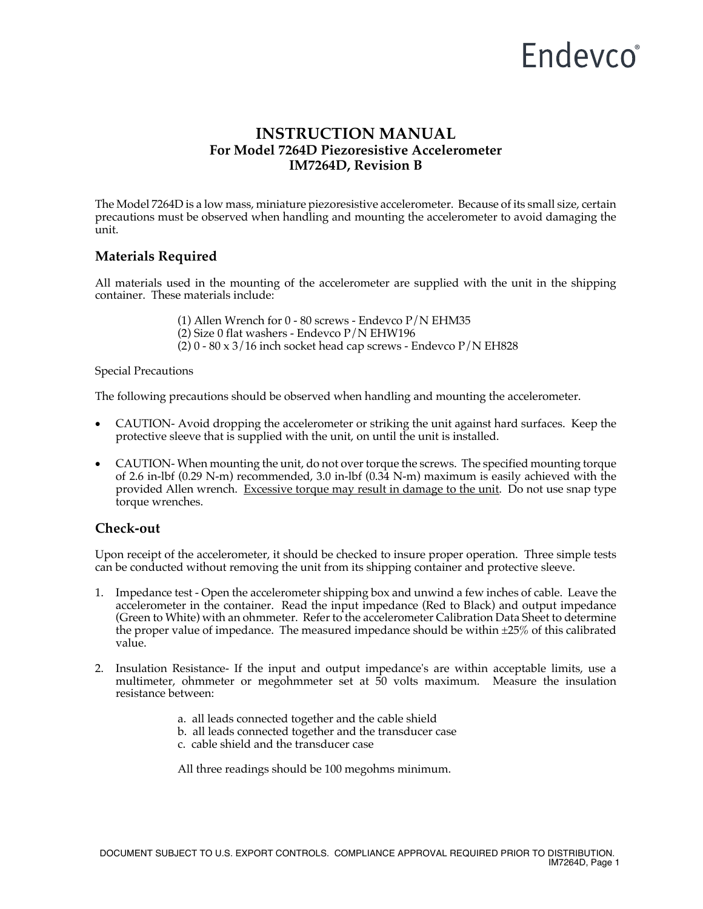Endevco®

# INSTRUCTION MANUAL
## For Model 7264D Piezoresistive Accelerometer
## IM7264D, Revision B

The Model 7264D is a low mass, miniature piezoresistive accelerometer. Because of its small size, certain precautions must be observed when handling and mounting the accelerometer to avoid damaging the unit.

### Materials Required

All materials used in the mounting of the accelerometer are supplied with the unit in the shipping container. These materials include:

(1) Allen Wrench for 0 - 80 screws - Endevco P/N EHM35
(2) Size 0 flat washers - Endevco P/N EHW196
(2) 0 - 80 x 3/16 inch socket head cap screws - Endevco P/N EH828

Special Precautions

The following precautions should be observed when handling and mounting the accelerometer.

- CAUTION- Avoid dropping the accelerometer or striking the unit against hard surfaces. Keep the protective sleeve that is supplied with the unit, on until the unit is installed.

- CAUTION- When mounting the unit, do not over torque the screws. The specified mounting torque of 2.6 in-lbf (0.29 N-m) recommended, 3.0 in-lbf (0.34 N-m) maximum is easily achieved with the provided Allen wrench. <u>Excessive torque may result in damage to the unit</u>. Do not use snap type torque wrenches.

### Check-out

Upon receipt of the accelerometer, it should be checked to insure proper operation. Three simple tests can be conducted without removing the unit from its shipping container and protective sleeve.

1. Impedance test - Open the accelerometer shipping box and unwind a few inches of cable. Leave the accelerometer in the container. Read the input impedance (Red to Black) and output impedance (Green to White) with an ohmmeter. Refer to the accelerometer Calibration Data Sheet to determine the proper value of impedance. The measured impedance should be within ±25% of this calibrated value.

2. Insulation Resistance- If the input and output impedance's are within acceptable limits, use a multimeter, ohmmeter or megohmmeter set at 50 volts maximum. Measure the insulation resistance between:

   a. all leads connected together and the cable shield
   b. all leads connected together and the transducer case
   c. cable shield and the transducer case

   All three readings should be 100 megohms minimum.

DOCUMENT SUBJECT TO U.S. EXPORT CONTROLS. COMPLIANCE APPROVAL REQUIRED PRIOR TO DISTRIBUTION.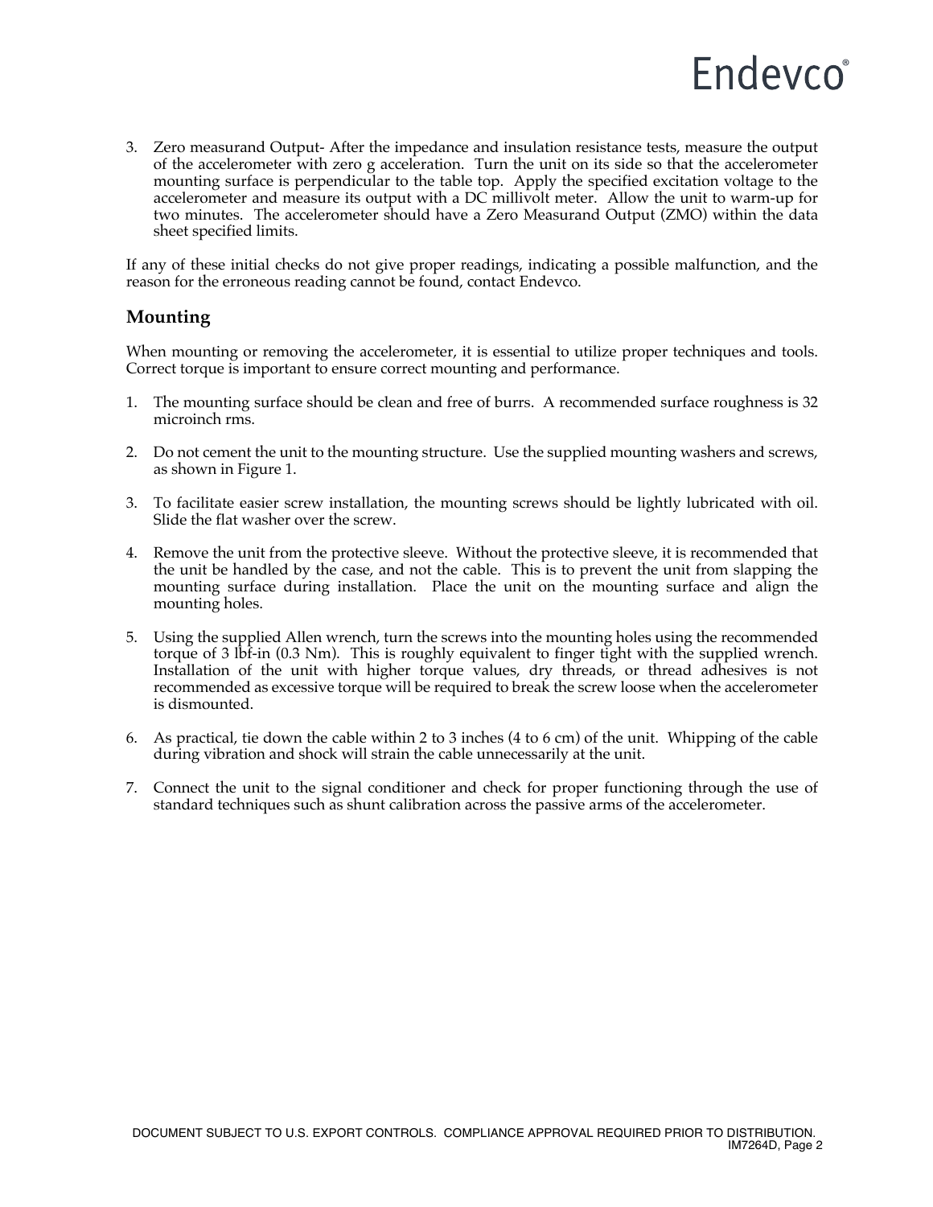3. Zero measurand Output- After the impedance and insulation resistance tests, measure the output of the accelerometer with zero g acceleration. Turn the unit on its side so that the accelerometer mounting surface is perpendicular to the table top. Apply the specified excitation voltage to the accelerometer and measure its output with a DC millivolt meter. Allow the unit to warm-up for two minutes. The accelerometer should have a Zero Measurand Output (ZMO) within the data sheet specified limits.

If any of these initial checks do not give proper readings, indicating a possible malfunction, and the reason for the erroneous reading cannot be found, contact Endevco.

## Mounting

When mounting or removing the accelerometer, it is essential to utilize proper techniques and tools. Correct torque is important to ensure correct mounting and performance.

1. The mounting surface should be clean and free of burrs. A recommended surface roughness is 32 microinch rms.

2. Do not cement the unit to the mounting structure. Use the supplied mounting washers and screws, as shown in Figure 1.

3. To facilitate easier screw installation, the mounting screws should be lightly lubricated with oil. Slide the flat washer over the screw.

4. Remove the unit from the protective sleeve. Without the protective sleeve, it is recommended that the unit be handled by the case, and not the cable. This is to prevent the unit from slapping the mounting surface during installation. Place the unit on the mounting surface and align the mounting holes.

5. Using the supplied Allen wrench, turn the screws into the mounting holes using the recommended torque of 3 lbf-in (0.3 Nm). This is roughly equivalent to finger tight with the supplied wrench. Installation of the unit with higher torque values, dry threads, or thread adhesives is not recommended as excessive torque will be required to break the screw loose when the accelerometer is dismounted.

6. As practical, tie down the cable within 2 to 3 inches (4 to 6 cm) of the unit. Whipping of the cable during vibration and shock will strain the cable unnecessarily at the unit.

7. Connect the unit to the signal conditioner and check for proper functioning through the use of standard techniques such as shunt calibration across the passive arms of the accelerometer.

DOCUMENT SUBJECT TO U.S. EXPORT CONTROLS. COMPLIANCE APPROVAL REQUIRED PRIOR TO DISTRIBUTION.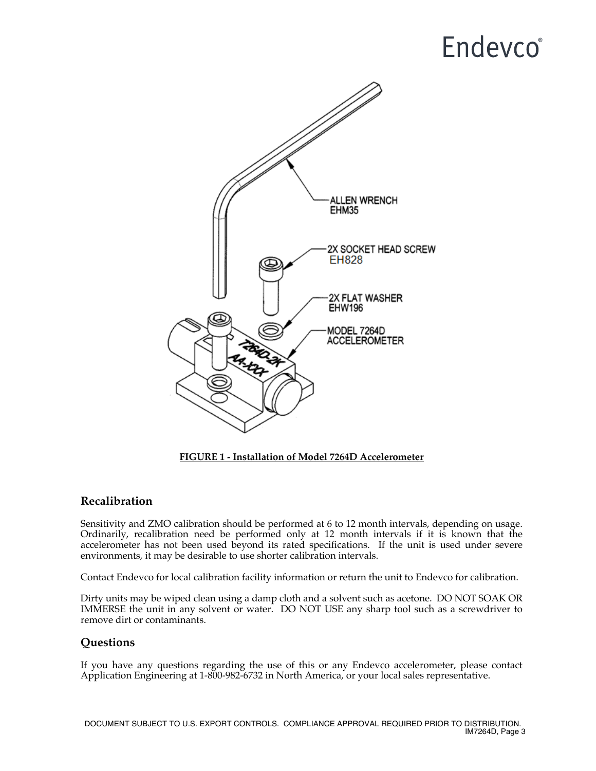ALLEN WRENCH
EHM35

2X SOCKET HEAD SCREW
EH828

2X FLAT WASHER
EHW196

MODEL 7264D
ACCELEROMETER

7264D-2K
AA-XXX

**FIGURE 1 - Installation of Model 7264D Accelerometer**

## Recalibration

Sensitivity and ZMO calibration should be performed at 6 to 12 month intervals, depending on usage. Ordinarily, recalibration need be performed only at 12 month intervals if it is known that the accelerometer has not been used beyond its rated specifications. If the unit is used under severe environments, it may be desirable to use shorter calibration intervals.

Contact Endevco for local calibration facility information or return the unit to Endevco for calibration.

Dirty units may be wiped clean using a damp cloth and a solvent such as acetone. DO NOT SOAK OR IMMERSE the unit in any solvent or water. DO NOT USE any sharp tool such as a screwdriver to remove dirt or contaminants.

## Questions

If you have any questions regarding the use of this or any Endevco accelerometer, please contact Application Engineering at 1-800-982-6732 in North America, or your local sales representative.

DOCUMENT SUBJECT TO U.S. EXPORT CONTROLS. COMPLIANCE APPROVAL REQUIRED PRIOR TO DISTRIBUTION.